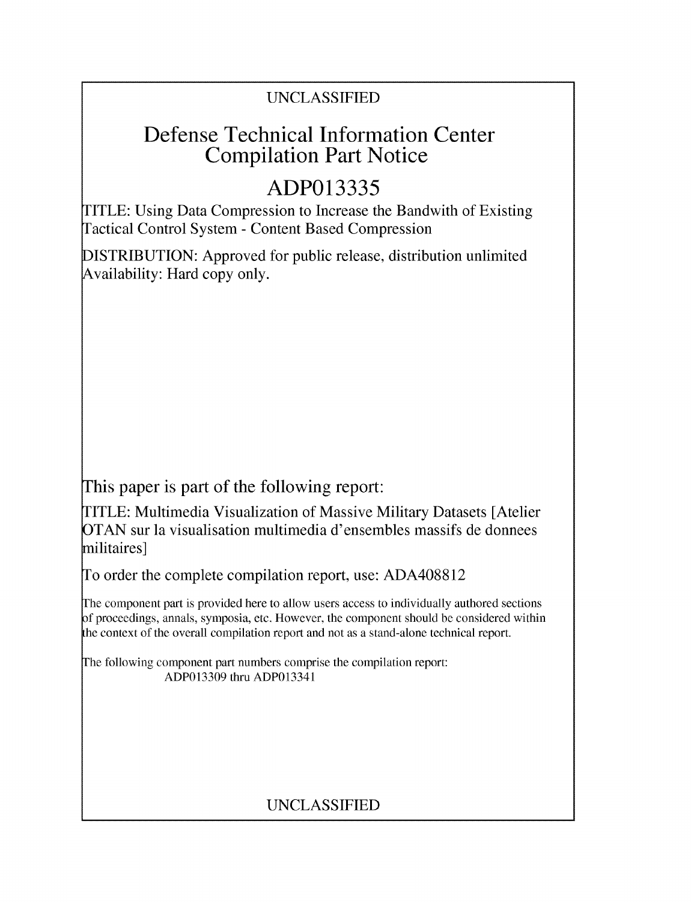UNCLASSIFIED

# Defense Technical Information Center Compilation Part Notice

# ADP013335

TITLE: Using Data Compression to Increase the Bandwith of Existing Tactical Control System - Content Based Compression

DISTRIBUTION: Approved for public release, distribution unlimited
Availability: Hard copy only.

This paper is part of the following report:

TITLE: Multimedia Visualization of Massive Military Datasets [Atelier OTAN sur la visualisation multimedia d'ensembles massifs de donnees militaires]

To order the complete compilation report, use: ADA408812

The component part is provided here to allow users access to individually authored sections of proceedings, annals, symposia, etc. However, the component should be considered within the context of the overall compilation report and not as a stand-alone technical report.

The following component part numbers comprise the compilation report:
ADP013309 thru ADP013341

UNCLASSIFIED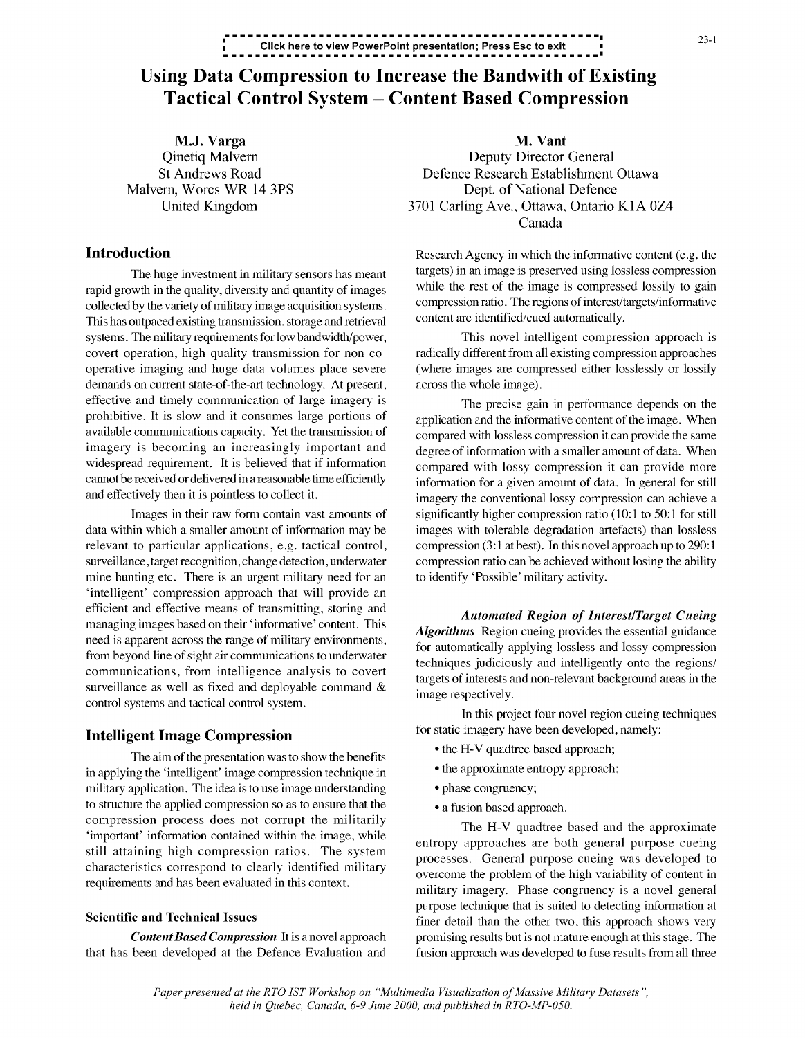# Using Data Compression to Increase the Bandwith of Existing Tactical Control System – Content Based Compression

**M.J. Varga**
Qinetiq Malvern
St Andrews Road
Malvern, Worcs WR 14 3PS
United Kingdom

**M. Vant**
Deputy Director General
Defence Research Establishment Ottawa
Dept. of National Defence
3701 Carling Ave., Ottawa, Ontario K1A 0Z4
Canada

## Introduction

The huge investment in military sensors has meant rapid growth in the quality, diversity and quantity of images collected by the variety of military image acquisition systems. This has outpaced existing transmission, storage and retrieval systems. The military requirements for low bandwidth/power, covert operation, high quality transmission for non co-operative imaging and huge data volumes place severe demands on current state-of-the-art technology. At present, effective and timely communication of large imagery is prohibitive. It is slow and it consumes large portions of available communications capacity. Yet the transmission of imagery is becoming an increasingly important and widespread requirement. It is believed that if information cannot be received or delivered in a reasonable time efficiently and effectively then it is pointless to collect it.

Images in their raw form contain vast amounts of data within which a smaller amount of information may be relevant to particular applications, e.g. tactical control, surveillance, target recognition, change detection, underwater mine hunting etc. There is an urgent military need for an 'intelligent' compression approach that will provide an efficient and effective means of transmitting, storing and managing images based on their 'informative' content. This need is apparent across the range of military environments, from beyond line of sight air communications to underwater communications, from intelligence analysis to covert surveillance as well as fixed and deployable command & control systems and tactical control system.

## Intelligent Image Compression

The aim of the presentation was to show the benefits in applying the 'intelligent' image compression technique in military application. The idea is to use image understanding to structure the applied compression so as to ensure that the compression process does not corrupt the militarily 'important' information contained within the image, while still attaining high compression ratios. The system characteristics correspond to clearly identified military requirements and has been evaluated in this context.

### Scientific and Technical Issues

***Content Based Compression*** It is a novel approach that has been developed at the Defence Evaluation and Research Agency in which the informative content (e.g. the targets) in an image is preserved using lossless compression while the rest of the image is compressed lossily to gain compression ratio. The regions of interest/targets/informative content are identified/cued automatically.

This novel intelligent compression approach is radically different from all existing compression approaches (where images are compressed either losslessly or lossily across the whole image).

The precise gain in performance depends on the application and the informative content of the image. When compared with lossless compression it can provide the same degree of information with a smaller amount of data. When compared with lossy compression it can provide more information for a given amount of data. In general for still imagery the conventional lossy compression can achieve a significantly higher compression ratio (10:1 to 50:1 for still images with tolerable degradation artefacts) than lossless compression (3:1 at best). In this novel approach up to 290:1 compression ratio can be achieved without losing the ability to identify 'Possible' military activity.

***Automated Region of Interest/Target Cueing Algorithms*** Region cueing provides the essential guidance for automatically applying lossless and lossy compression techniques judiciously and intelligently onto the regions/targets of interests and non-relevant background areas in the image respectively.

In this project four novel region cueing techniques for static imagery have been developed, namely:

- the H-V quadtree based approach;
- the approximate entropy approach;
- phase congruency;
- a fusion based approach.

The H-V quadtree based and the approximate entropy approaches are both general purpose cueing processes. General purpose cueing was developed to overcome the problem of the high variability of content in military imagery. Phase congruency is a novel general purpose technique that is suited to detecting information at finer detail than the other two, this approach shows very promising results but is not mature enough at this stage. The fusion approach was developed to fuse results from all three

*Paper presented at the RTO IST Workshop on "Multimedia Visualization of Massive Military Datasets", held in Quebec, Canada, 6-9 June 2000, and published in RTO-MP-050.*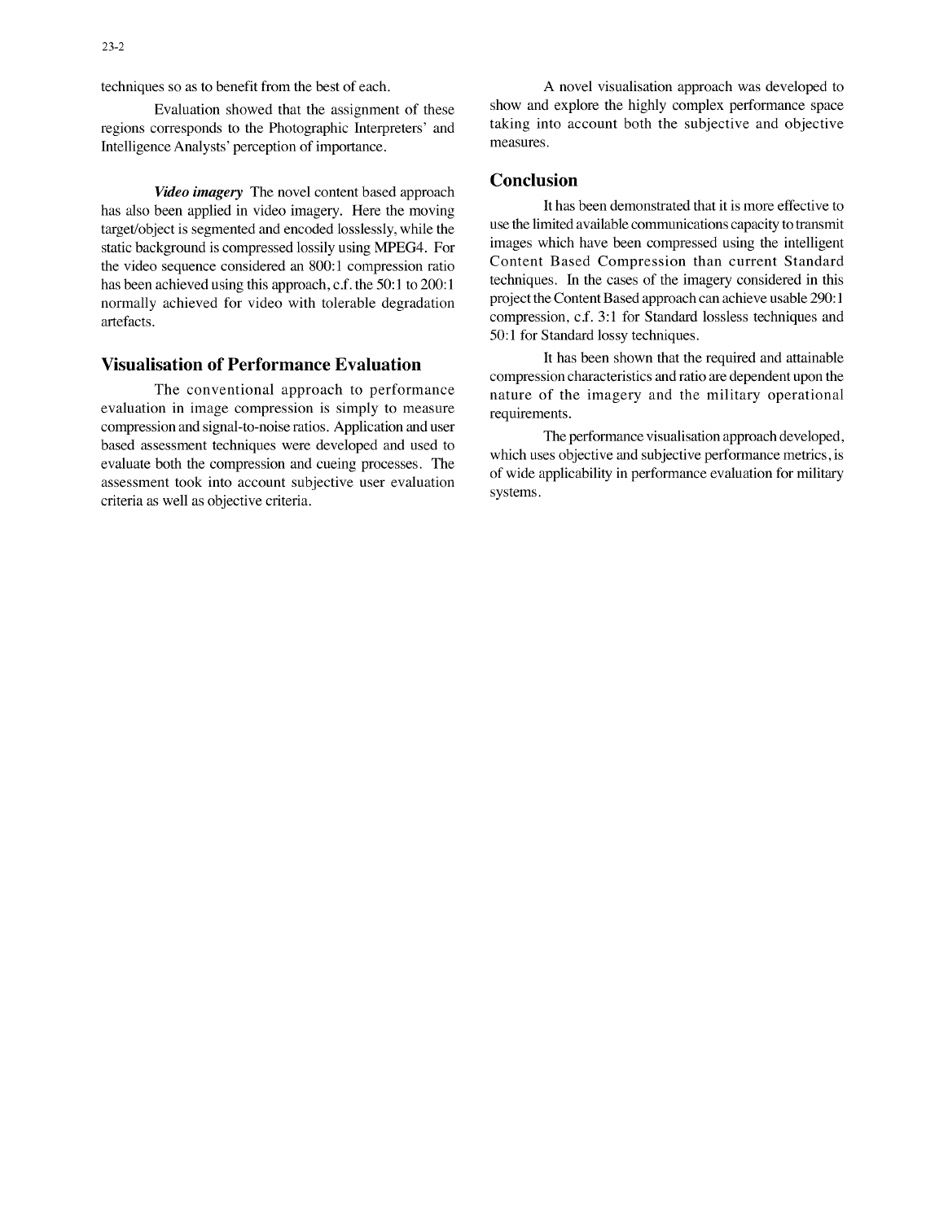techniques so as to benefit from the best of each.

Evaluation showed that the assignment of these regions corresponds to the Photographic Interpreters' and Intelligence Analysts' perception of importance.

***Video imagery*** The novel content based approach has also been applied in video imagery. Here the moving target/object is segmented and encoded losslessly, while the static background is compressed lossily using MPEG4. For the video sequence considered an 800:1 compression ratio has been achieved using this approach, c.f. the 50:1 to 200:1 normally achieved for video with tolerable degradation artefacts.

## Visualisation of Performance Evaluation

The conventional approach to performance evaluation in image compression is simply to measure compression and signal-to-noise ratios. Application and user based assessment techniques were developed and used to evaluate both the compression and cueing processes. The assessment took into account subjective user evaluation criteria as well as objective criteria.

A novel visualisation approach was developed to show and explore the highly complex performance space taking into account both the subjective and objective measures.

## Conclusion

It has been demonstrated that it is more effective to use the limited available communications capacity to transmit images which have been compressed using the intelligent Content Based Compression than current Standard techniques. In the cases of the imagery considered in this project the Content Based approach can achieve usable 290:1 compression, c.f. 3:1 for Standard lossless techniques and 50:1 for Standard lossy techniques.

It has been shown that the required and attainable compression characteristics and ratio are dependent upon the nature of the imagery and the military operational requirements.

The performance visualisation approach developed, which uses objective and subjective performance metrics, is of wide applicability in performance evaluation for military systems.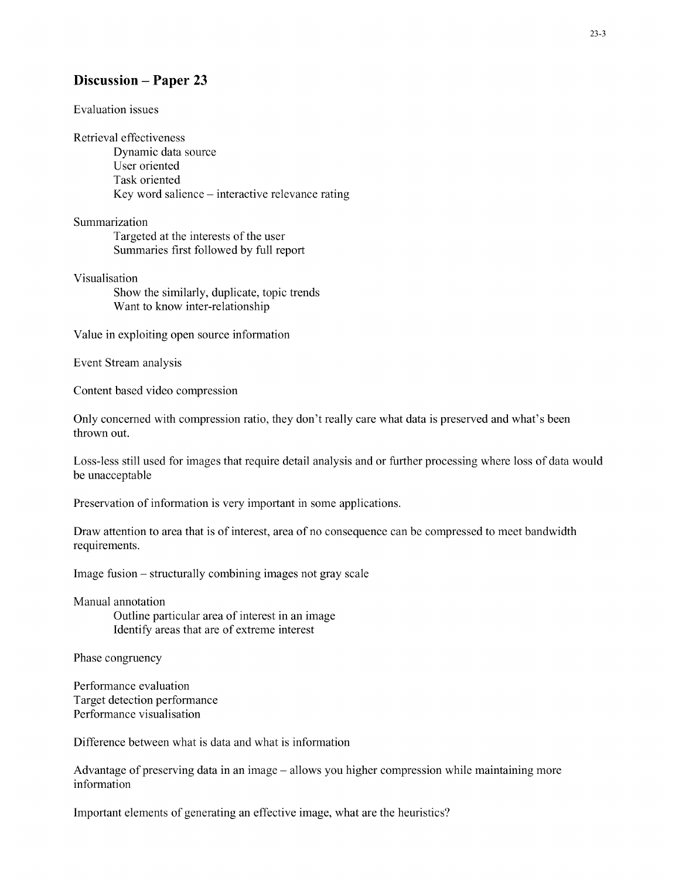## Discussion – Paper 23

Evaluation issues

Retrieval effectiveness

- Dynamic data source
- User oriented
- Task oriented
- Key word salience – interactive relevance rating

Summarization

- Targeted at the interests of the user
- Summaries first followed by full report

Visualisation

- Show the similarly, duplicate, topic trends
- Want to know inter-relationship

Value in exploiting open source information

Event Stream analysis

Content based video compression

Only concerned with compression ratio, they don't really care what data is preserved and what's been thrown out.

Loss-less still used for images that require detail analysis and or further processing where loss of data would be unacceptable

Preservation of information is very important in some applications.

Draw attention to area that is of interest, area of no consequence can be compressed to meet bandwidth requirements.

Image fusion – structurally combining images not gray scale

Manual annotation

- Outline particular area of interest in an image
- Identify areas that are of extreme interest

Phase congruency

Performance evaluation
Target detection performance
Performance visualisation

Difference between what is data and what is information

Advantage of preserving data in an image – allows you higher compression while maintaining more information

Important elements of generating an effective image, what are the heuristics?